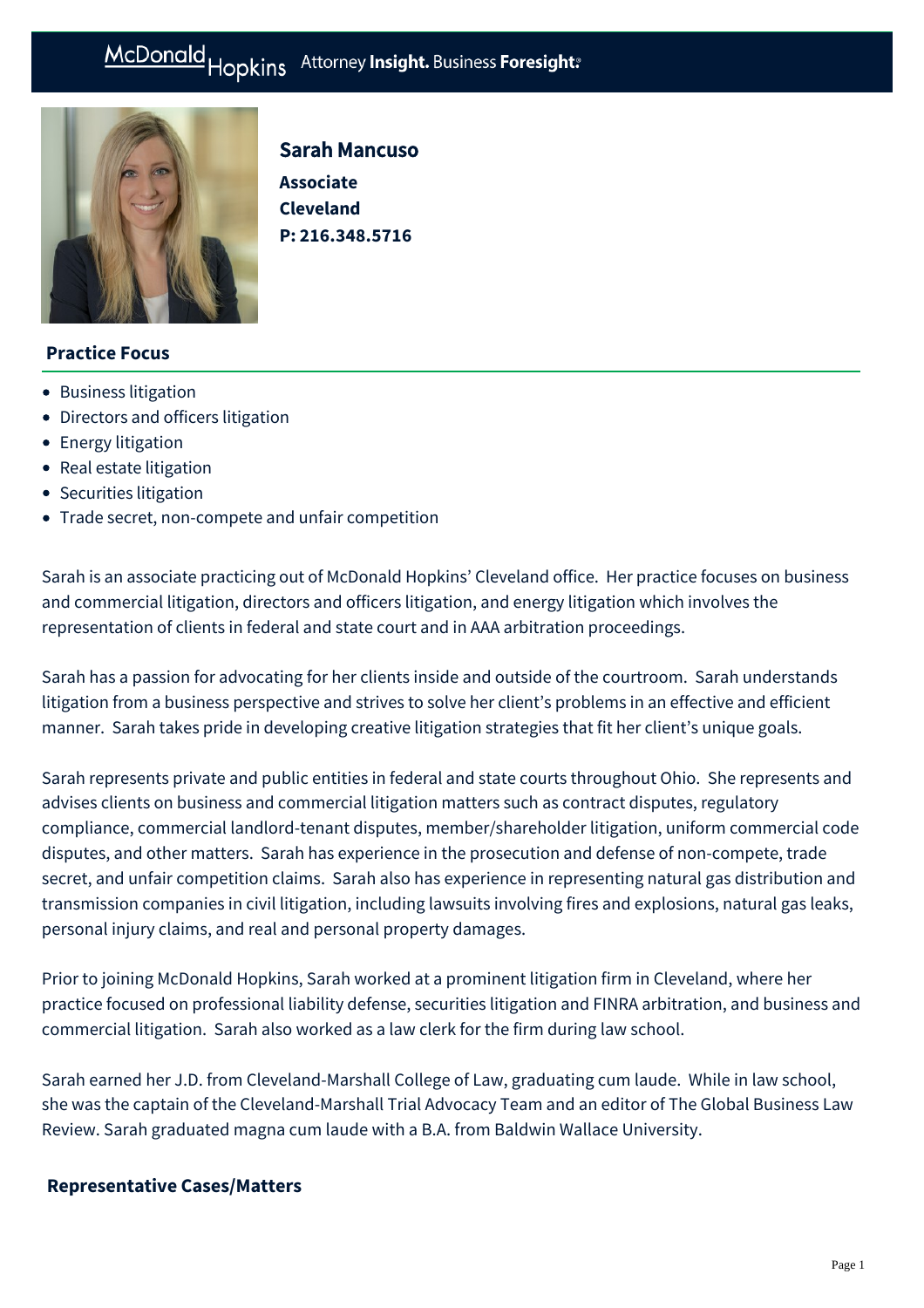# Sarah Mancuso

**Associate**
**Cleveland**
**P: 216.348.5716**

## Practice Focus

- Business litigation
- Directors and officers litigation
- Energy litigation
- Real estate litigation
- Securities litigation
- Trade secret, non-compete and unfair competition

Sarah is an associate practicing out of McDonald Hopkins' Cleveland office. Her practice focuses on business and commercial litigation, directors and officers litigation, and energy litigation which involves the representation of clients in federal and state court and in AAA arbitration proceedings.

Sarah has a passion for advocating for her clients inside and outside of the courtroom. Sarah understands litigation from a business perspective and strives to solve her client's problems in an effective and efficient manner. Sarah takes pride in developing creative litigation strategies that fit her client's unique goals.

Sarah represents private and public entities in federal and state courts throughout Ohio. She represents and advises clients on business and commercial litigation matters such as contract disputes, regulatory compliance, commercial landlord-tenant disputes, member/shareholder litigation, uniform commercial code disputes, and other matters. Sarah has experience in the prosecution and defense of non-compete, trade secret, and unfair competition claims. Sarah also has experience in representing natural gas distribution and transmission companies in civil litigation, including lawsuits involving fires and explosions, natural gas leaks, personal injury claims, and real and personal property damages.

Prior to joining McDonald Hopkins, Sarah worked at a prominent litigation firm in Cleveland, where her practice focused on professional liability defense, securities litigation and FINRA arbitration, and business and commercial litigation. Sarah also worked as a law clerk for the firm during law school.

Sarah earned her J.D. from Cleveland-Marshall College of Law, graduating cum laude. While in law school, she was the captain of the Cleveland-Marshall Trial Advocacy Team and an editor of The Global Business Law Review. Sarah graduated magna cum laude with a B.A. from Baldwin Wallace University.

## Representative Cases/Matters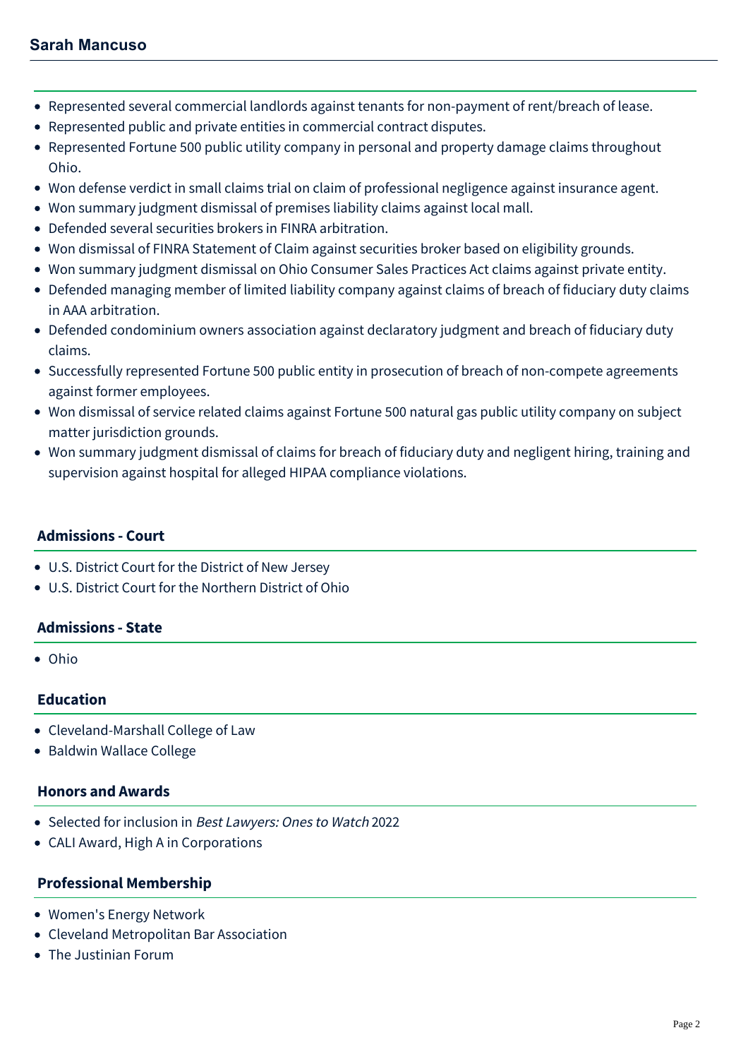- Represented several commercial landlords against tenants for non-payment of rent/breach of lease.
- Represented public and private entities in commercial contract disputes.
- Represented Fortune 500 public utility company in personal and property damage claims throughout Ohio.
- Won defense verdict in small claims trial on claim of professional negligence against insurance agent.
- Won summary judgment dismissal of premises liability claims against local mall.
- Defended several securities brokers in FINRA arbitration.
- Won dismissal of FINRA Statement of Claim against securities broker based on eligibility grounds.
- Won summary judgment dismissal on Ohio Consumer Sales Practices Act claims against private entity.
- Defended managing member of limited liability company against claims of breach of fiduciary duty claims in AAA arbitration.
- Defended condominium owners association against declaratory judgment and breach of fiduciary duty claims.
- Successfully represented Fortune 500 public entity in prosecution of breach of non-compete agreements against former employees.
- Won dismissal of service related claims against Fortune 500 natural gas public utility company on subject matter jurisdiction grounds.
- Won summary judgment dismissal of claims for breach of fiduciary duty and negligent hiring, training and supervision against hospital for alleged HIPAA compliance violations.

## Admissions - Court

- U.S. District Court for the District of New Jersey
- U.S. District Court for the Northern District of Ohio

## Admissions - State

- Ohio

## Education

- Cleveland-Marshall College of Law
- Baldwin Wallace College

## Honors and Awards

- Selected for inclusion in *Best Lawyers: Ones to Watch* 2022
- CALI Award, High A in Corporations

## Professional Membership

- Women's Energy Network
- Cleveland Metropolitan Bar Association
- The Justinian Forum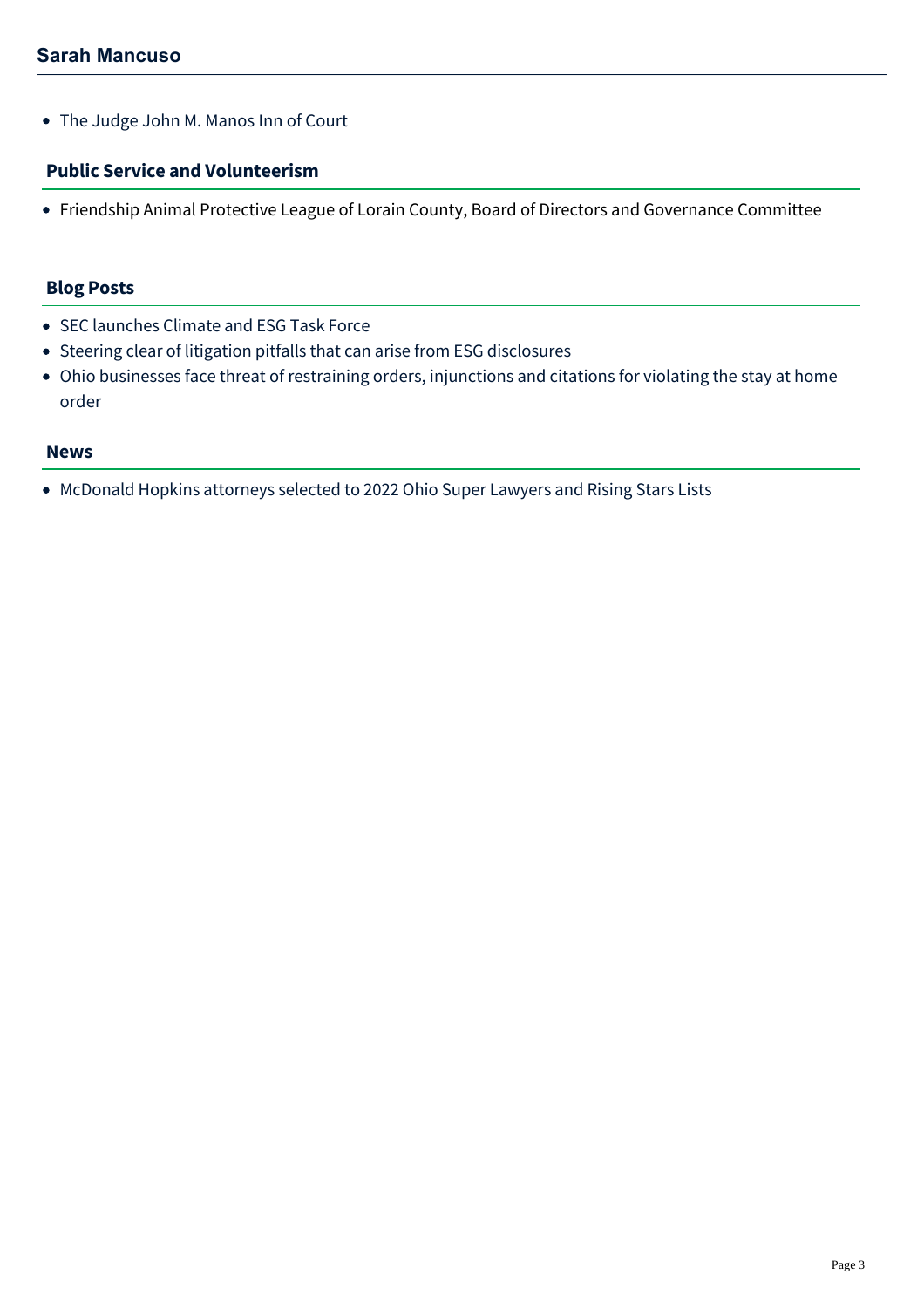- The Judge John M. Manos Inn of Court

## Public Service and Volunteerism

- Friendship Animal Protective League of Lorain County, Board of Directors and Governance Committee

## Blog Posts

- SEC launches Climate and ESG Task Force
- Steering clear of litigation pitfalls that can arise from ESG disclosures
- Ohio businesses face threat of restraining orders, injunctions and citations for violating the stay at home order

## News

- McDonald Hopkins attorneys selected to 2022 Ohio Super Lawyers and Rising Stars Lists